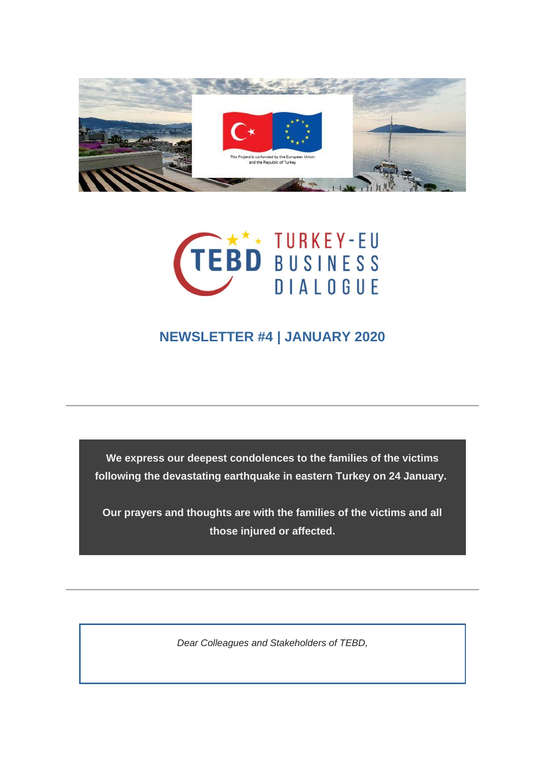This Project is co-funded by the European Union and the Republic of Turkey

TEBD TURKEY-EU BUSINESS DIALOGUE

## NEWSLETTER #4 | JANUARY 2020

---

**We express our deepest condolences to the families of the victims following the devastating earthquake in eastern Turkey on 24 January.**

**Our prayers and thoughts are with the families of the victims and all those injured or affected.**

---

*Dear Colleagues and Stakeholders of TEBD,*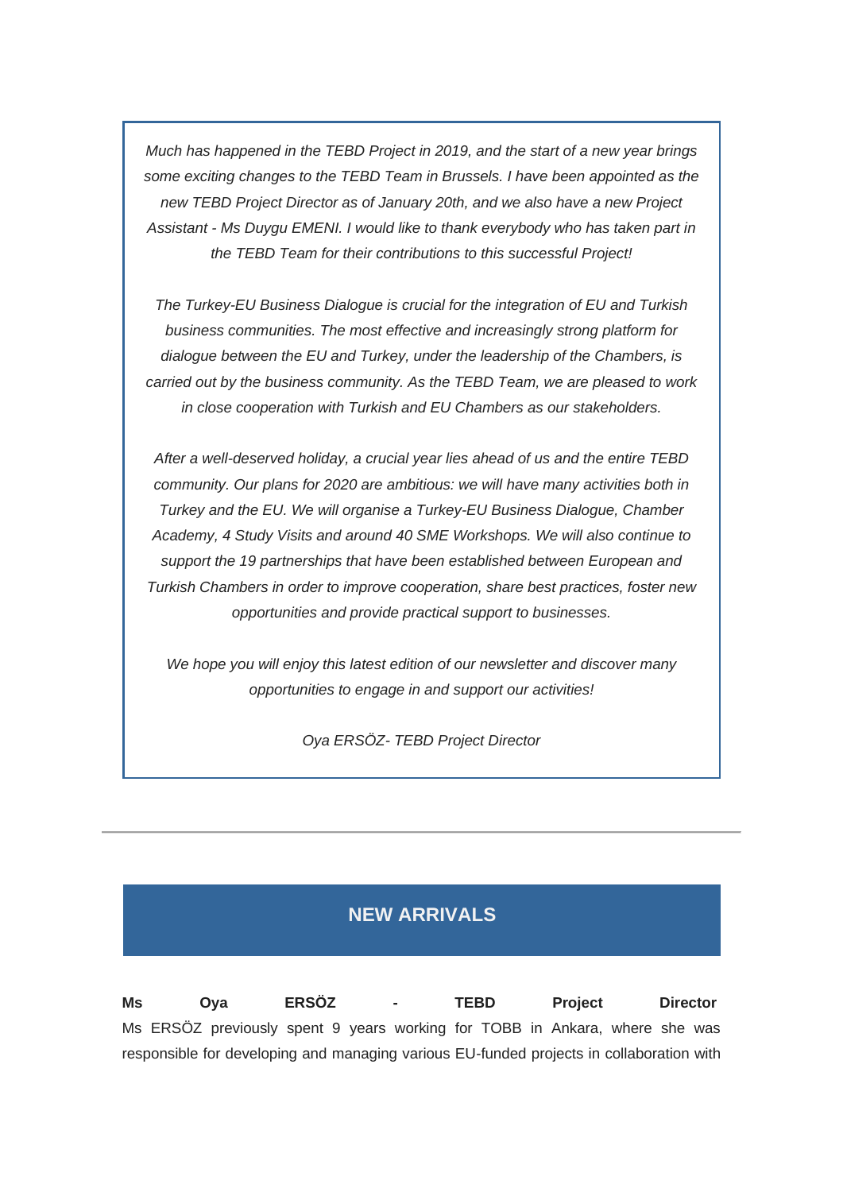*Much has happened in the TEBD Project in 2019, and the start of a new year brings some exciting changes to the TEBD Team in Brussels. I have been appointed as the new TEBD Project Director as of January 20th, and we also have a new Project Assistant - Ms Duygu EMENI. I would like to thank everybody who has taken part in the TEBD Team for their contributions to this successful Project!*

*The Turkey-EU Business Dialogue is crucial for the integration of EU and Turkish business communities. The most effective and increasingly strong platform for dialogue between the EU and Turkey, under the leadership of the Chambers, is carried out by the business community. As the TEBD Team, we are pleased to work in close cooperation with Turkish and EU Chambers as our stakeholders.*

*After a well-deserved holiday, a crucial year lies ahead of us and the entire TEBD community. Our plans for 2020 are ambitious: we will have many activities both in Turkey and the EU. We will organise a Turkey-EU Business Dialogue, Chamber Academy, 4 Study Visits and around 40 SME Workshops. We will also continue to support the 19 partnerships that have been established between European and Turkish Chambers in order to improve cooperation, share best practices, foster new opportunities and provide practical support to businesses.*

*We hope you will enjoy this latest edition of our newsletter and discover many opportunities to engage in and support our activities!*

*Oya ERSÖZ- TEBD Project Director*

---

## NEW ARRIVALS

**Ms Oya ERSÖZ - TEBD Project Director**

Ms ERSÖZ previously spent 9 years working for TOBB in Ankara, where she was responsible for developing and managing various EU-funded projects in collaboration with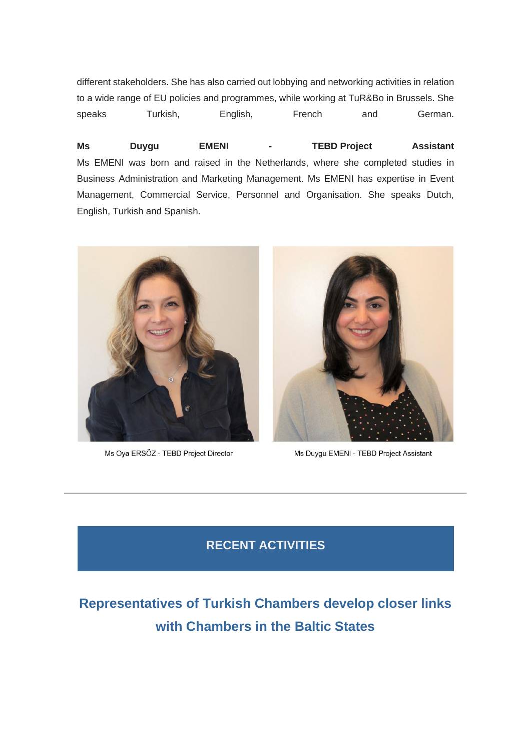different stakeholders. She has also carried out lobbying and networking activities in relation to a wide range of EU policies and programmes, while working at TuR&Bo in Brussels. She speaks Turkish, English, French and German.

**Ms Duygu EMENI - TEBD Project Assistant**
Ms EMENI was born and raised in the Netherlands, where she completed studies in Business Administration and Marketing Management. Ms EMENI has expertise in Event Management, Commercial Service, Personnel and Organisation. She speaks Dutch, English, Turkish and Spanish.

Ms Oya ERSÖZ - TEBD Project Director

Ms Duygu EMENI - TEBD Project Assistant

---

## RECENT ACTIVITIES

### Representatives of Turkish Chambers develop closer links with Chambers in the Baltic States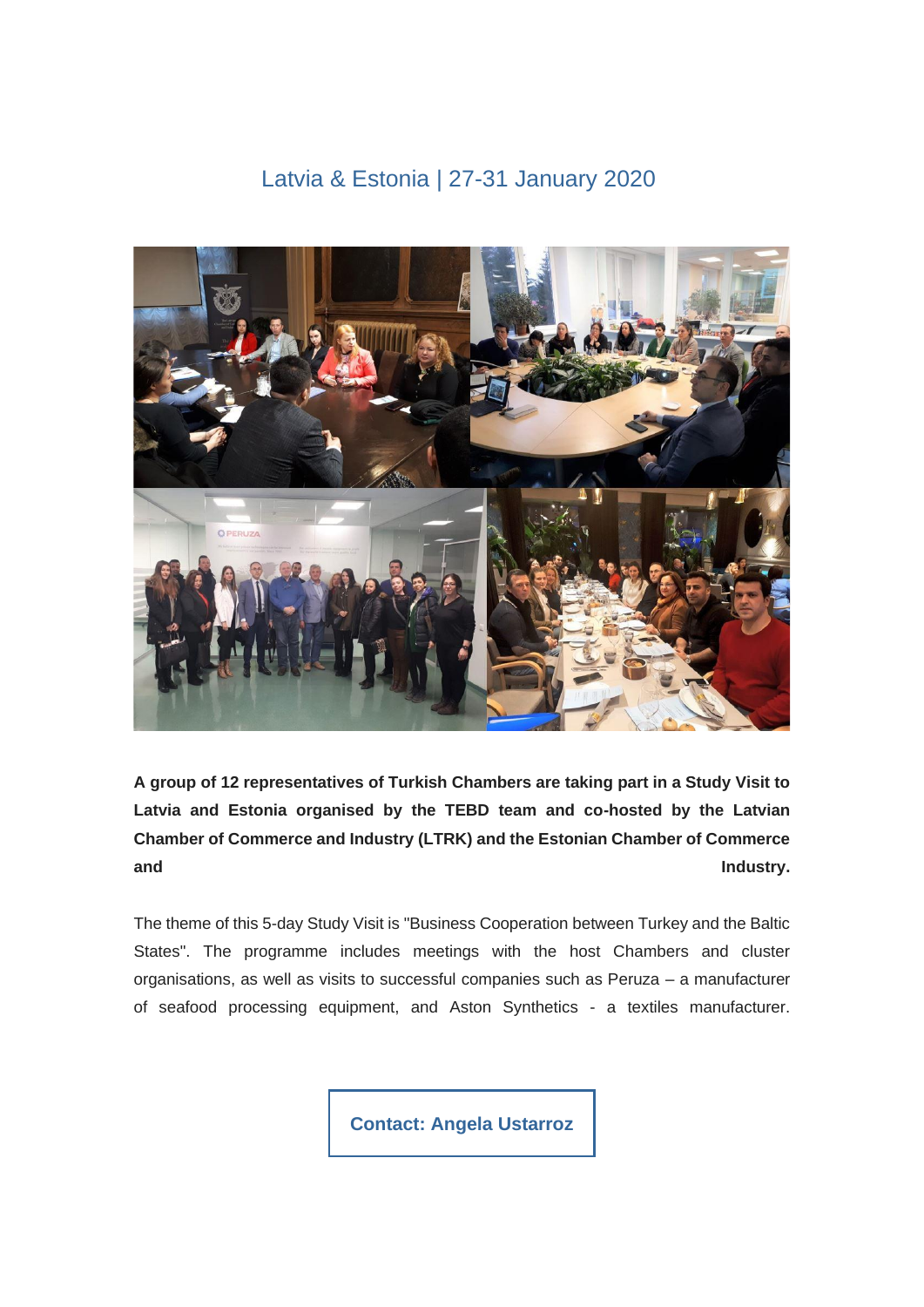## Latvia & Estonia | 27-31 January 2020

**A group of 12 representatives of Turkish Chambers are taking part in a Study Visit to Latvia and Estonia organised by the TEBD team and co-hosted by the Latvian Chamber of Commerce and Industry (LTRK) and the Estonian Chamber of Commerce and Industry.**

The theme of this 5-day Study Visit is "Business Cooperation between Turkey and the Baltic States". The programme includes meetings with the host Chambers and cluster organisations, as well as visits to successful companies such as Peruza – a manufacturer of seafood processing equipment, and Aston Synthetics - a textiles manufacturer.

**Contact: Angela Ustarroz**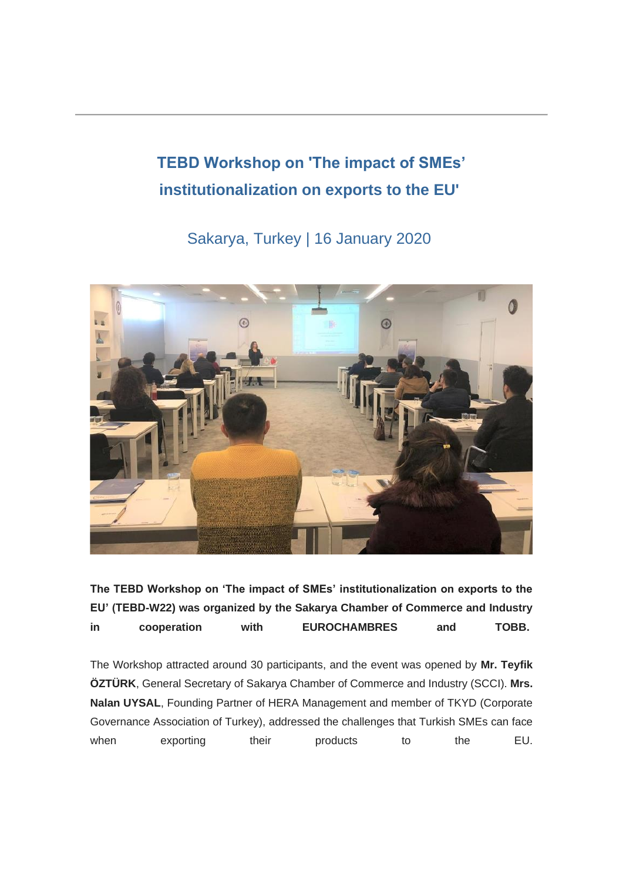## TEBD Workshop on 'The impact of SMEs' institutionalization on exports to the EU'

Sakarya, Turkey | 16 January 2020

**The TEBD Workshop on 'The impact of SMEs' institutionalization on exports to the EU' (TEBD-W22) was organized by the Sakarya Chamber of Commerce and Industry in cooperation with EUROCHAMBRES and TOBB.**

The Workshop attracted around 30 participants, and the event was opened by **Mr. Teyfik ÖZTÜRK**, General Secretary of Sakarya Chamber of Commerce and Industry (SCCI). **Mrs. Nalan UYSAL**, Founding Partner of HERA Management and member of TKYD (Corporate Governance Association of Turkey), addressed the challenges that Turkish SMEs can face when exporting their products to the EU.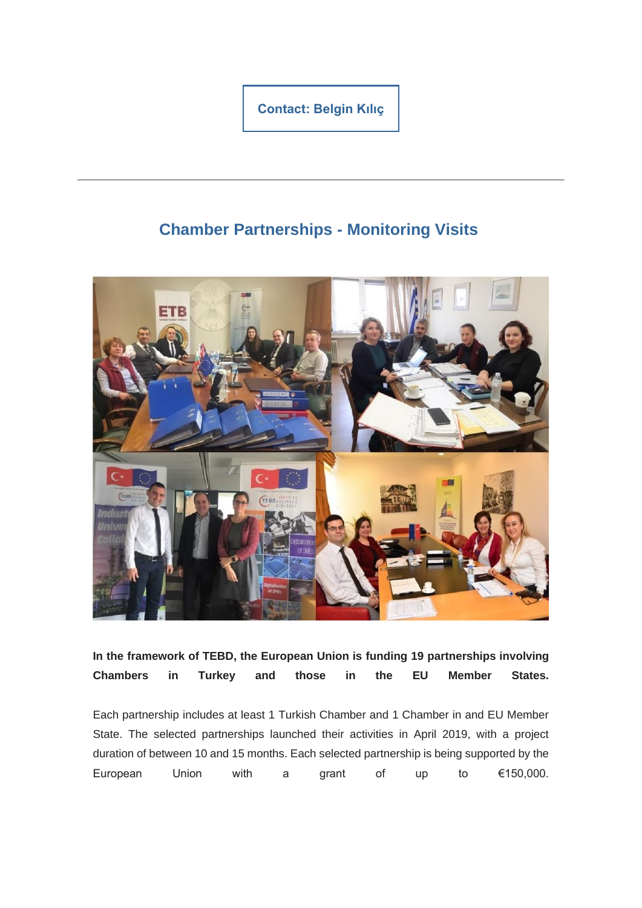Contact: Belgin Kılıç

---

## Chamber Partnerships - Monitoring Visits

**In the framework of TEBD, the European Union is funding 19 partnerships involving Chambers in Turkey and those in the EU Member States.**

Each partnership includes at least 1 Turkish Chamber and 1 Chamber in and EU Member State. The selected partnerships launched their activities in April 2019, with a project duration of between 10 and 15 months. Each selected partnership is being supported by the European Union with a grant of up to €150,000.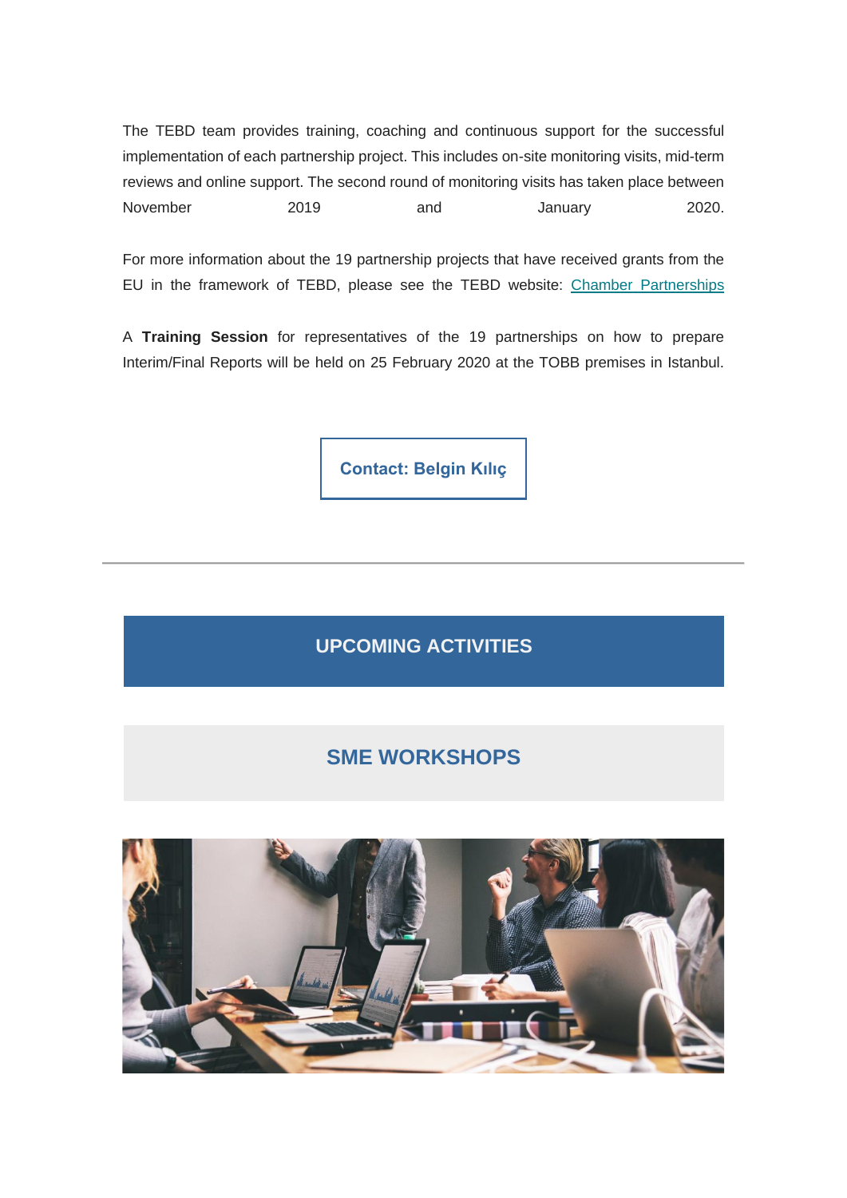The TEBD team provides training, coaching and continuous support for the successful implementation of each partnership project. This includes on-site monitoring visits, mid-term reviews and online support. The second round of monitoring visits has taken place between November 2019 and January 2020.

For more information about the 19 partnership projects that have received grants from the EU in the framework of TEBD, please see the TEBD website: Chamber Partnerships

A **Training Session** for representatives of the 19 partnerships on how to prepare Interim/Final Reports will be held on 25 February 2020 at the TOBB premises in Istanbul.

**Contact: Belgin Kılıç**

---

## UPCOMING ACTIVITIES

## SME WORKSHOPS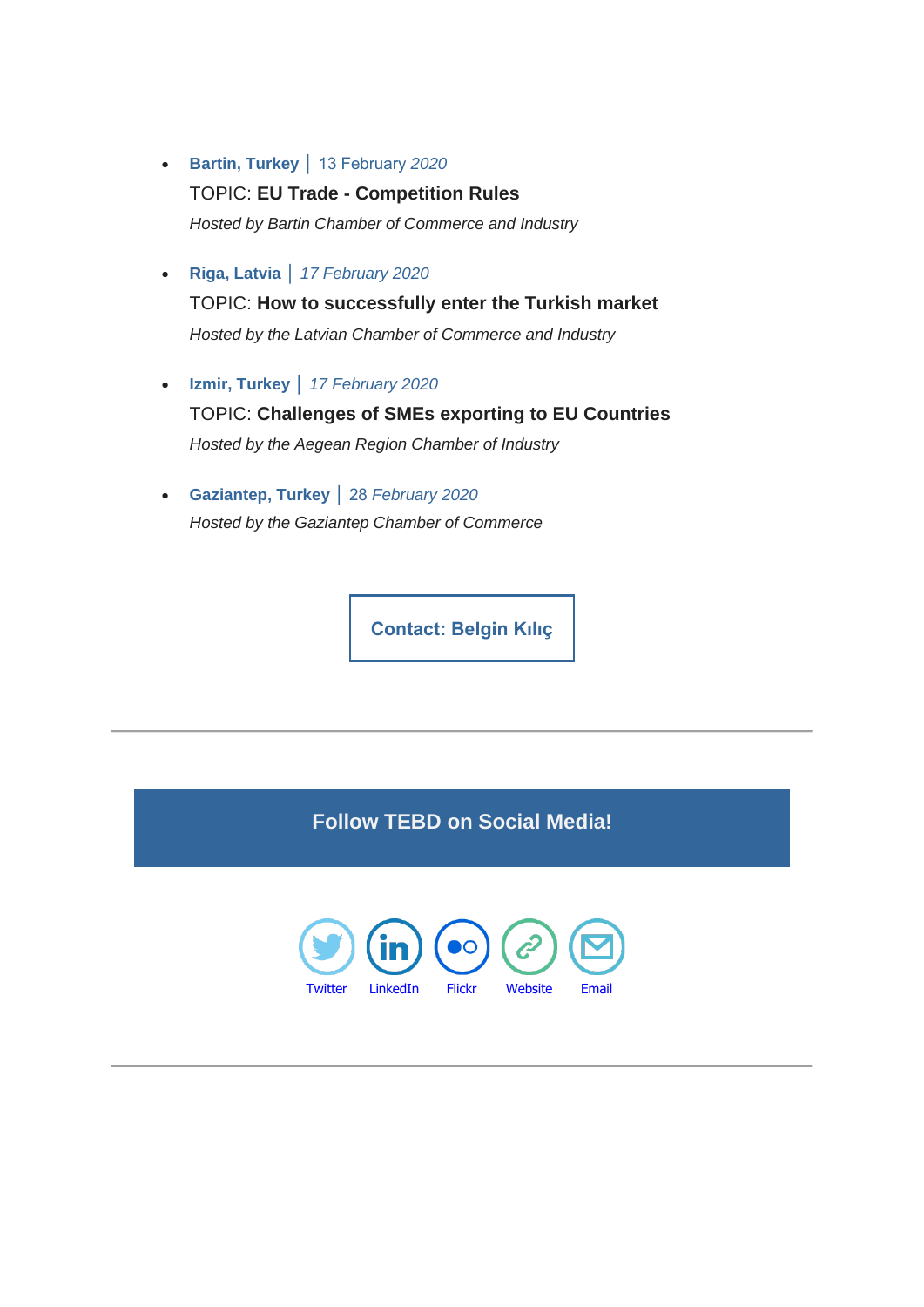- **Bartin, Turkey** | 13 February *2020*

  TOPIC: **EU Trade - Competition Rules**

  *Hosted by Bartin Chamber of Commerce and Industry*

- **Riga, Latvia** | *17 February 2020*

  TOPIC: **How to successfully enter the Turkish market**

  *Hosted by the Latvian Chamber of Commerce and Industry*

- **Izmir, Turkey** | *17 February 2020*

  TOPIC: **Challenges of SMEs exporting to EU Countries**

  *Hosted by the Aegean Region Chamber of Industry*

- **Gaziantep, Turkey** | 28 *February 2020*

  *Hosted by the Gaziantep Chamber of Commerce*

**Contact: Belgin Kılıç**

---

**Follow TEBD on Social Media!**

Twitter LinkedIn Flickr Website Email

---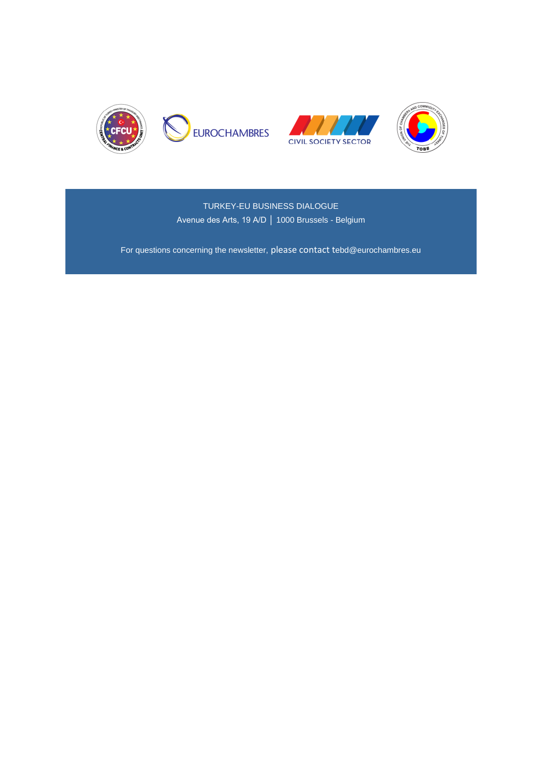TURKEY-EU BUSINESS DIALOGUE

Avenue des Arts, 19 A/D │ 1000 Brussels - Belgium

For questions concerning the newsletter, please contact tebd@eurochambres.eu